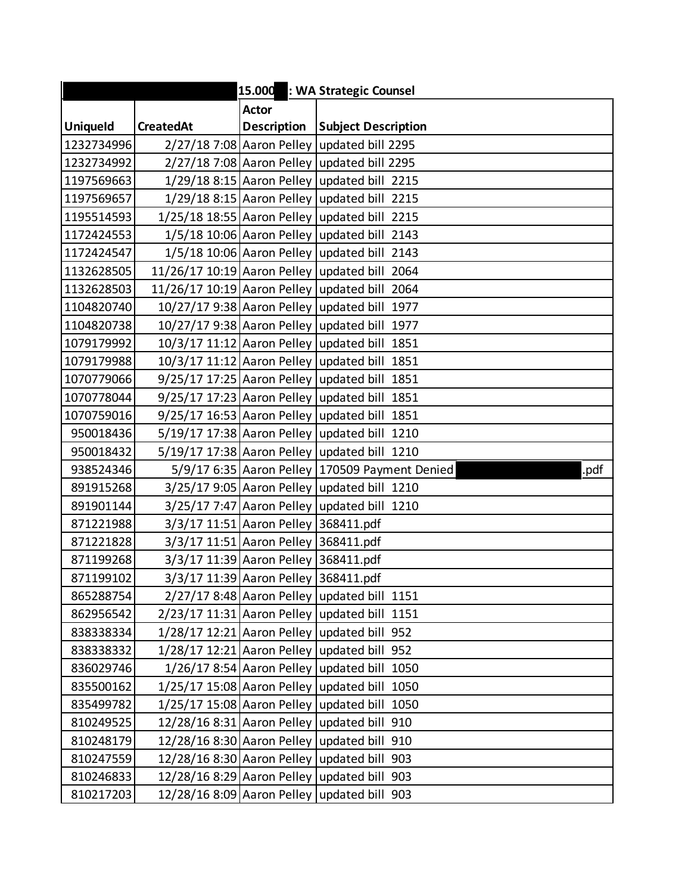| | 15.000 : WA Strategic Counsel | | |
|---|---|---|---|
| UniqueId | CreatedAt | Actor Description | Subject Description |
| 1232734996 | 2/27/18 7:08 | Aaron Pelley | updated bill 2295 |
| 1232734992 | 2/27/18 7:08 | Aaron Pelley | updated bill 2295 |
| 1197569663 | 1/29/18 8:15 | Aaron Pelley | updated bill 2215 |
| 1197569657 | 1/29/18 8:15 | Aaron Pelley | updated bill 2215 |
| 1195514593 | 1/25/18 18:55 | Aaron Pelley | updated bill 2215 |
| 1172424553 | 1/5/18 10:06 | Aaron Pelley | updated bill 2143 |
| 1172424547 | 1/5/18 10:06 | Aaron Pelley | updated bill 2143 |
| 1132628505 | 11/26/17 10:19 | Aaron Pelley | updated bill 2064 |
| 1132628503 | 11/26/17 10:19 | Aaron Pelley | updated bill 2064 |
| 1104820740 | 10/27/17 9:38 | Aaron Pelley | updated bill 1977 |
| 1104820738 | 10/27/17 9:38 | Aaron Pelley | updated bill 1977 |
| 1079179992 | 10/3/17 11:12 | Aaron Pelley | updated bill 1851 |
| 1079179988 | 10/3/17 11:12 | Aaron Pelley | updated bill 1851 |
| 1070779066 | 9/25/17 17:25 | Aaron Pelley | updated bill 1851 |
| 1070778044 | 9/25/17 17:23 | Aaron Pelley | updated bill 1851 |
| 1070759016 | 9/25/17 16:53 | Aaron Pelley | updated bill 1851 |
| 950018436 | 5/19/17 17:38 | Aaron Pelley | updated bill 1210 |
| 950018432 | 5/19/17 17:38 | Aaron Pelley | updated bill 1210 |
| 938524346 | 5/9/17 6:35 | Aaron Pelley | 170509 Payment Denied .pdf |
| 891915268 | 3/25/17 9:05 | Aaron Pelley | updated bill 1210 |
| 891901144 | 3/25/17 7:47 | Aaron Pelley | updated bill 1210 |
| 871221988 | 3/3/17 11:51 | Aaron Pelley | 368411.pdf |
| 871221828 | 3/3/17 11:51 | Aaron Pelley | 368411.pdf |
| 871199268 | 3/3/17 11:39 | Aaron Pelley | 368411.pdf |
| 871199102 | 3/3/17 11:39 | Aaron Pelley | 368411.pdf |
| 865288754 | 2/27/17 8:48 | Aaron Pelley | updated bill 1151 |
| 862956542 | 2/23/17 11:31 | Aaron Pelley | updated bill 1151 |
| 838338334 | 1/28/17 12:21 | Aaron Pelley | updated bill 952 |
| 838338332 | 1/28/17 12:21 | Aaron Pelley | updated bill 952 |
| 836029746 | 1/26/17 8:54 | Aaron Pelley | updated bill 1050 |
| 835500162 | 1/25/17 15:08 | Aaron Pelley | updated bill 1050 |
| 835499782 | 1/25/17 15:08 | Aaron Pelley | updated bill 1050 |
| 810249525 | 12/28/16 8:31 | Aaron Pelley | updated bill 910 |
| 810248179 | 12/28/16 8:30 | Aaron Pelley | updated bill 910 |
| 810247559 | 12/28/16 8:30 | Aaron Pelley | updated bill 903 |
| 810246833 | 12/28/16 8:29 | Aaron Pelley | updated bill 903 |
| 810217203 | 12/28/16 8:09 | Aaron Pelley | updated bill 903 |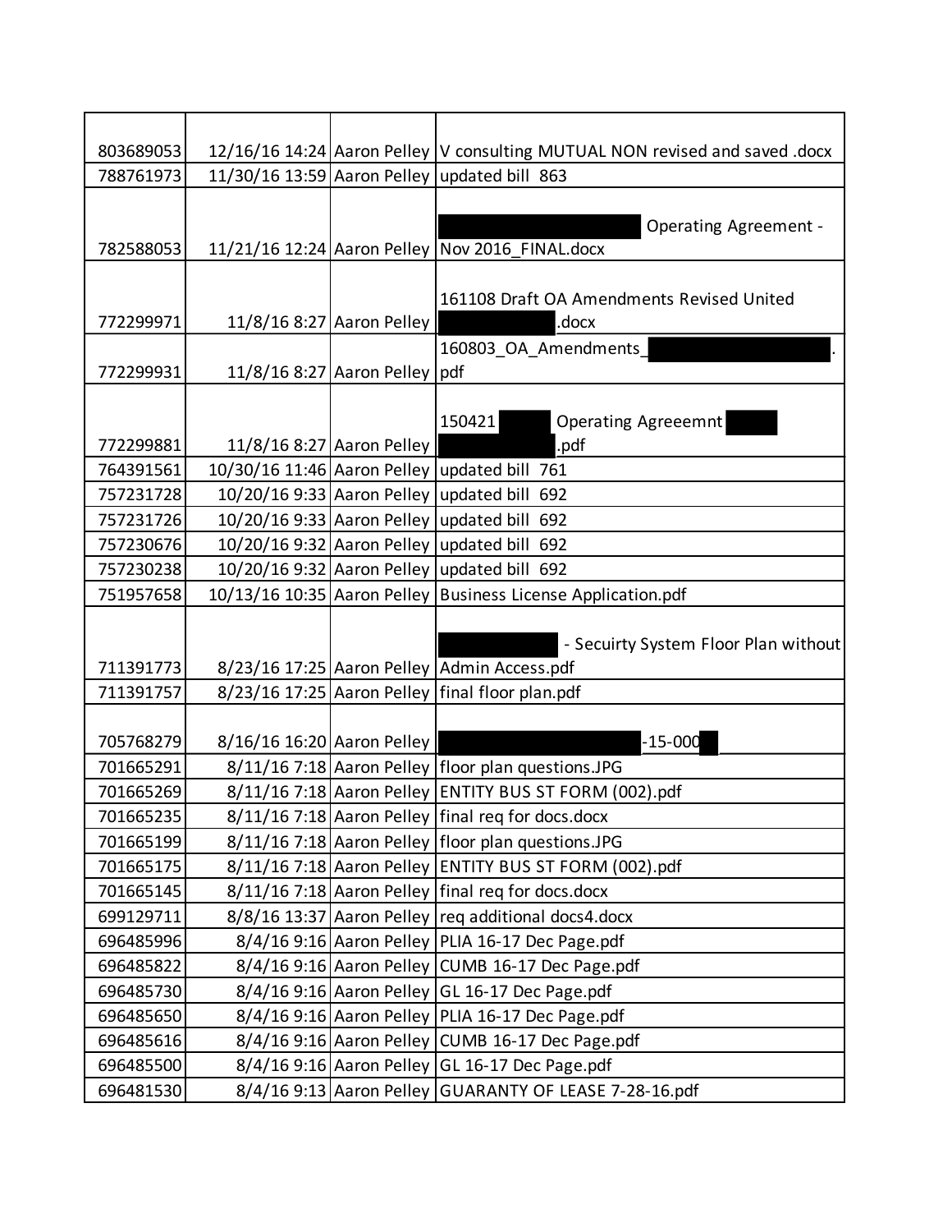| | | | |
|---|---|---|---|
| 803689053 | 12/16/16 14:24 | Aaron Pelley | V consulting MUTUAL NON revised and saved .docx |
| 788761973 | 11/30/16 13:59 | Aaron Pelley | updated bill 863 |
| 782588053 | 11/21/16 12:24 | Aaron Pelley | [REDACTED] Operating Agreement - Nov 2016_FINAL.docx |
| 772299971 | 11/8/16 8:27 | Aaron Pelley | 161108 Draft OA Amendments Revised United [REDACTED] .docx |
| 772299931 | 11/8/16 8:27 | Aaron Pelley | 160803_OA_Amendments_[REDACTED].pdf |
| 772299881 | 11/8/16 8:27 | Aaron Pelley | 150421 [REDACTED] Operating Agreeemnt [REDACTED] [REDACTED] .pdf |
| 764391561 | 10/30/16 11:46 | Aaron Pelley | updated bill 761 |
| 757231728 | 10/20/16 9:33 | Aaron Pelley | updated bill 692 |
| 757231726 | 10/20/16 9:33 | Aaron Pelley | updated bill 692 |
| 757230676 | 10/20/16 9:32 | Aaron Pelley | updated bill 692 |
| 757230238 | 10/20/16 9:32 | Aaron Pelley | updated bill 692 |
| 751957658 | 10/13/16 10:35 | Aaron Pelley | Business License Application.pdf |
| 711391773 | 8/23/16 17:25 | Aaron Pelley | [REDACTED] - Secuirty System Floor Plan without Admin Access.pdf |
| 711391757 | 8/23/16 17:25 | Aaron Pelley | final floor plan.pdf |
| 705768279 | 8/16/16 16:20 | Aaron Pelley | [REDACTED] -15-000[REDACTED] |
| 701665291 | 8/11/16 7:18 | Aaron Pelley | floor plan questions.JPG |
| 701665269 | 8/11/16 7:18 | Aaron Pelley | ENTITY BUS ST FORM (002).pdf |
| 701665235 | 8/11/16 7:18 | Aaron Pelley | final req for docs.docx |
| 701665199 | 8/11/16 7:18 | Aaron Pelley | floor plan questions.JPG |
| 701665175 | 8/11/16 7:18 | Aaron Pelley | ENTITY BUS ST FORM (002).pdf |
| 701665145 | 8/11/16 7:18 | Aaron Pelley | final req for docs.docx |
| 699129711 | 8/8/16 13:37 | Aaron Pelley | req additional docs4.docx |
| 696485996 | 8/4/16 9:16 | Aaron Pelley | PLIA 16-17 Dec Page.pdf |
| 696485822 | 8/4/16 9:16 | Aaron Pelley | CUMB 16-17 Dec Page.pdf |
| 696485730 | 8/4/16 9:16 | Aaron Pelley | GL 16-17 Dec Page.pdf |
| 696485650 | 8/4/16 9:16 | Aaron Pelley | PLIA 16-17 Dec Page.pdf |
| 696485616 | 8/4/16 9:16 | Aaron Pelley | CUMB 16-17 Dec Page.pdf |
| 696485500 | 8/4/16 9:16 | Aaron Pelley | GL 16-17 Dec Page.pdf |
| 696481530 | 8/4/16 9:13 | Aaron Pelley | GUARANTY OF LEASE 7-28-16.pdf |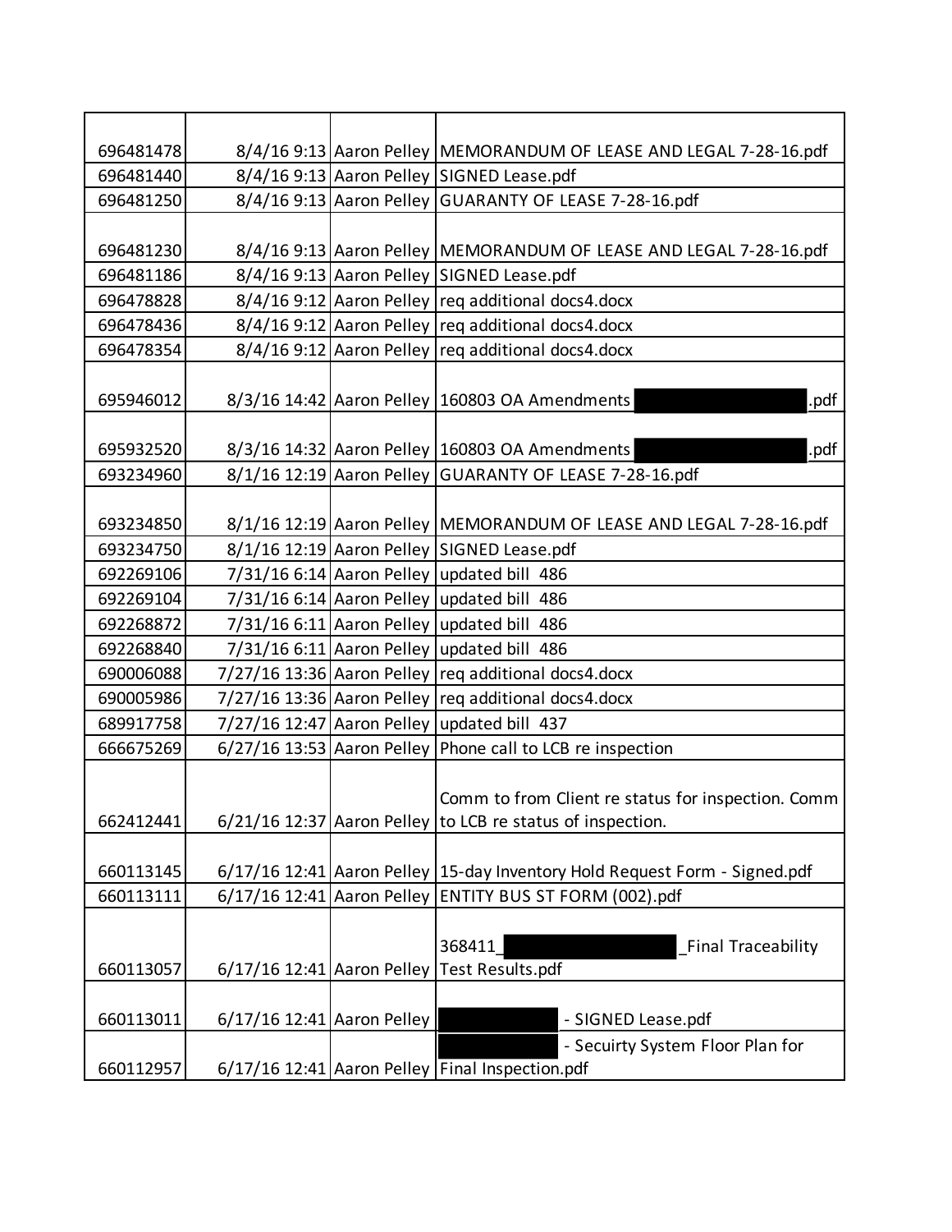| | | | |
|---|---|---|---|
| 696481478 | 8/4/16 9:13 | Aaron Pelley | MEMORANDUM OF LEASE AND LEGAL 7-28-16.pdf |
| 696481440 | 8/4/16 9:13 | Aaron Pelley | SIGNED Lease.pdf |
| 696481250 | 8/4/16 9:13 | Aaron Pelley | GUARANTY OF LEASE 7-28-16.pdf |
| 696481230 | 8/4/16 9:13 | Aaron Pelley | MEMORANDUM OF LEASE AND LEGAL 7-28-16.pdf |
| 696481186 | 8/4/16 9:13 | Aaron Pelley | SIGNED Lease.pdf |
| 696478828 | 8/4/16 9:12 | Aaron Pelley | req additional docs4.docx |
| 696478436 | 8/4/16 9:12 | Aaron Pelley | req additional docs4.docx |
| 696478354 | 8/4/16 9:12 | Aaron Pelley | req additional docs4.docx |
| 695946012 | 8/3/16 14:42 | Aaron Pelley | 160803 OA Amendments [REDACTED].pdf |
| 695932520 | 8/3/16 14:32 | Aaron Pelley | 160803 OA Amendments [REDACTED].pdf |
| 693234960 | 8/1/16 12:19 | Aaron Pelley | GUARANTY OF LEASE 7-28-16.pdf |
| 693234850 | 8/1/16 12:19 | Aaron Pelley | MEMORANDUM OF LEASE AND LEGAL 7-28-16.pdf |
| 693234750 | 8/1/16 12:19 | Aaron Pelley | SIGNED Lease.pdf |
| 692269106 | 7/31/16 6:14 | Aaron Pelley | updated bill 486 |
| 692269104 | 7/31/16 6:14 | Aaron Pelley | updated bill 486 |
| 692268872 | 7/31/16 6:11 | Aaron Pelley | updated bill 486 |
| 692268840 | 7/31/16 6:11 | Aaron Pelley | updated bill 486 |
| 690006088 | 7/27/16 13:36 | Aaron Pelley | req additional docs4.docx |
| 690005986 | 7/27/16 13:36 | Aaron Pelley | req additional docs4.docx |
| 689917758 | 7/27/16 12:47 | Aaron Pelley | updated bill 437 |
| 666675269 | 6/27/16 13:53 | Aaron Pelley | Phone call to LCB re inspection |
| 662412441 | 6/21/16 12:37 | Aaron Pelley | Comm to from Client re status for inspection. Comm to LCB re status of inspection. |
| 660113145 | 6/17/16 12:41 | Aaron Pelley | 15-day Inventory Hold Request Form - Signed.pdf |
| 660113111 | 6/17/16 12:41 | Aaron Pelley | ENTITY BUS ST FORM (002).pdf |
| 660113057 | 6/17/16 12:41 | Aaron Pelley | 368411_[REDACTED]_Final Traceability Test Results.pdf |
| 660113011 | 6/17/16 12:41 | Aaron Pelley | [REDACTED] - SIGNED Lease.pdf |
| 660112957 | 6/17/16 12:41 | Aaron Pelley | [REDACTED] - Secuirty System Floor Plan for Final Inspection.pdf |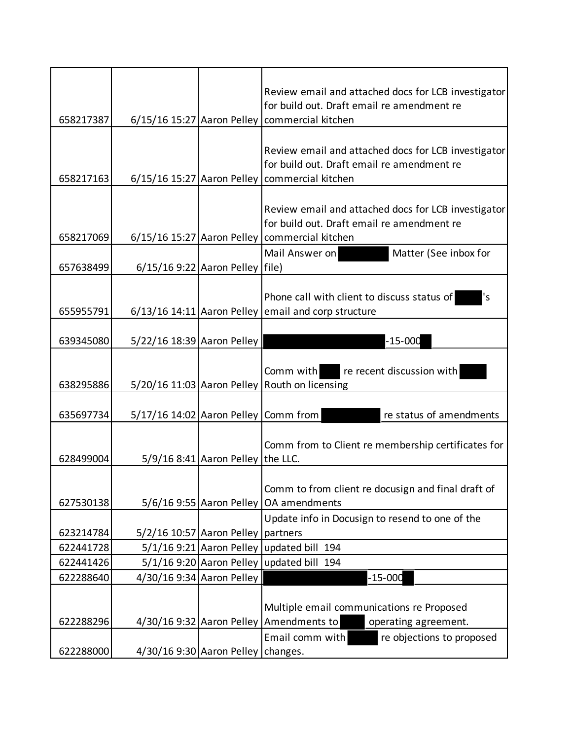| | | | |
|---|---|---|---|
| 658217387 | 6/15/16 15:27 | Aaron Pelley | Review email and attached docs for LCB investigator for build out. Draft email re amendment re commercial kitchen |
| 658217163 | 6/15/16 15:27 | Aaron Pelley | Review email and attached docs for LCB investigator for build out. Draft email re amendment re commercial kitchen |
| 658217069 | 6/15/16 15:27 | Aaron Pelley | Review email and attached docs for LCB investigator for build out. Draft email re amendment re commercial kitchen |
| 657638499 | 6/15/16 9:22 | Aaron Pelley | Mail Answer on [REDACTED] Matter (See inbox for file) |
| 655955791 | 6/13/16 14:11 | Aaron Pelley | Phone call with client to discuss status of [REDACTED]'s email and corp structure |
| 639345080 | 5/22/16 18:39 | Aaron Pelley | [REDACTED]-15-000[REDACTED] |
| 638295886 | 5/20/16 11:03 | Aaron Pelley | Comm with [REDACTED] re recent discussion with [REDACTED] Routh on licensing |
| 635697734 | 5/17/16 14:02 | Aaron Pelley | Comm from [REDACTED] re status of amendments |
| 628499004 | 5/9/16 8:41 | Aaron Pelley | Comm from to Client re membership certificates for the LLC. |
| 627530138 | 5/6/16 9:55 | Aaron Pelley | Comm to from client re docusign and final draft of OA amendments |
| 623214784 | 5/2/16 10:57 | Aaron Pelley | Update info in Docusign to resend to one of the partners |
| 622441728 | 5/1/16 9:21 | Aaron Pelley | updated bill 194 |
| 622441426 | 5/1/16 9:20 | Aaron Pelley | updated bill 194 |
| 622288640 | 4/30/16 9:34 | Aaron Pelley | [REDACTED]-15-000[REDACTED] |
| 622288296 | 4/30/16 9:32 | Aaron Pelley | Multiple email communications re Proposed Amendments to [REDACTED] operating agreement. |
| 622288000 | 4/30/16 9:30 | Aaron Pelley | Email comm with [REDACTED] re objections to proposed changes. |